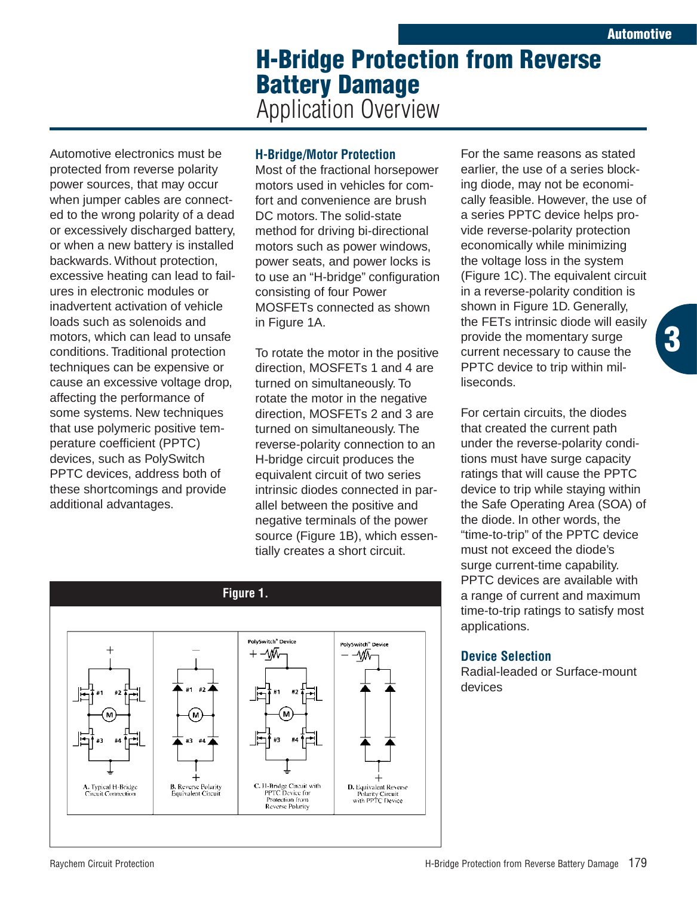# H-Bridge Protection from Reverse Battery Damage

Application Overview

Automotive electronics must be protected from reverse polarity power sources, that may occur when jumper cables are connected to the wrong polarity of a dead or excessively discharged battery, or when a new battery is installed backwards. Without protection, excessive heating can lead to failures in electronic modules or inadvertent activation of vehicle loads such as solenoids and motors, which can lead to unsafe conditions. Traditional protection techniques can be expensive or cause an excessive voltage drop, affecting the performance of some systems. New techniques that use polymeric positive temperature coefficient (PPTC) devices, such as PolySwitch PPTC devices, address both of these shortcomings and provide additional advantages.

## H-Bridge/Motor Protection

Most of the fractional horsepower motors used in vehicles for comfort and convenience are brush DC motors. The solid-state method for driving bi-directional motors such as power windows, power seats, and power locks is to use an "H-bridge" configuration consisting of four Power MOSFETs connected as shown in Figure 1A.

To rotate the motor in the positive direction, MOSFETs 1 and 4 are turned on simultaneously. To rotate the motor in the negative direction, MOSFETs 2 and 3 are turned on simultaneously. The reverse-polarity connection to an H-bridge circuit produces the equivalent circuit of two series intrinsic diodes connected in parallel between the positive and negative terminals of the power source (Figure 1B), which essentially creates a short circuit.

**Figure 1.**

A. Typical H-Bridge Circuit Connection

B. Reverse Polarity Equivalent Circuit

C. H-Bridge Circuit with PPTC Device for Protection from Reverse Polarity

D. Equivalent Reverse Polarity Circuit with PPTC Device

For the same reasons as stated earlier, the use of a series blocking diode, may not be economically feasible. However, the use of a series PPTC device helps provide reverse-polarity protection economically while minimizing the voltage loss in the system (Figure 1C). The equivalent circuit in a reverse-polarity condition is shown in Figure 1D. Generally, the FETs intrinsic diode will easily provide the momentary surge current necessary to cause the PPTC device to trip within milliseconds.

For certain circuits, the diodes that created the current path under the reverse-polarity conditions must have surge capacity ratings that will cause the PPTC device to trip while staying within the Safe Operating Area (SOA) of the diode. In other words, the "time-to-trip" of the PPTC device must not exceed the diode's surge current-time capability. PPTC devices are available with a range of current and maximum time-to-trip ratings to satisfy most applications.

## Device Selection

Radial-leaded or Surface-mount devices